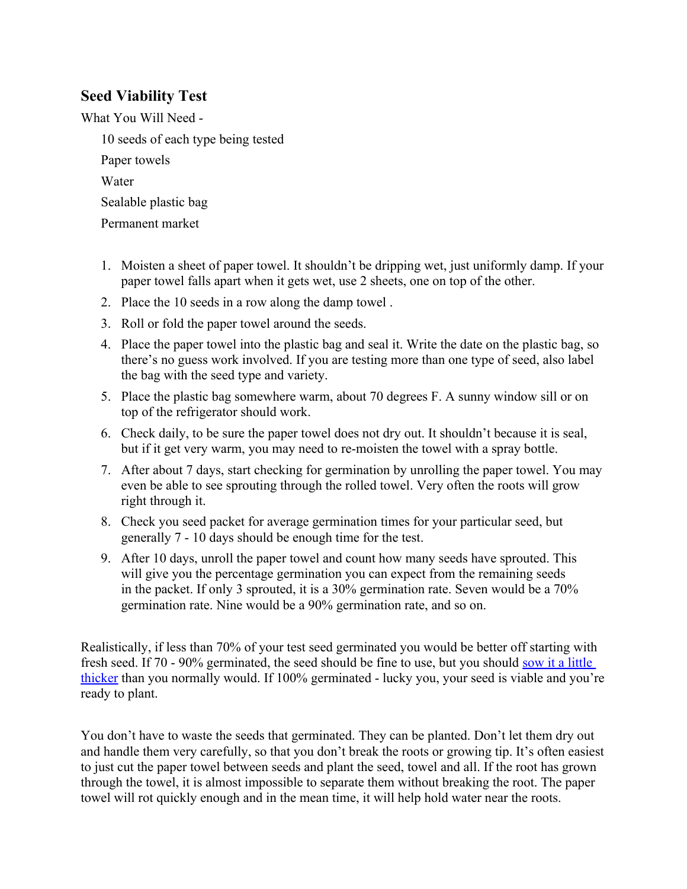## Seed Viability Test

What You Will Need -

- 10 seeds of each type being tested
- Paper towels
- Water
- Sealable plastic bag
- Permanent market

1. Moisten a sheet of paper towel. It shouldn't be dripping wet, just uniformly damp. If your paper towel falls apart when it gets wet, use 2 sheets, one on top of the other.
2. Place the 10 seeds in a row along the damp towel .
3. Roll or fold the paper towel around the seeds.
4. Place the paper towel into the plastic bag and seal it. Write the date on the plastic bag, so there's no guess work involved. If you are testing more than one type of seed, also label the bag with the seed type and variety.
5. Place the plastic bag somewhere warm, about 70 degrees F. A sunny window sill or on top of the refrigerator should work.
6. Check daily, to be sure the paper towel does not dry out. It shouldn't because it is seal, but if it get very warm, you may need to re-moisten the towel with a spray bottle.
7. After about 7 days, start checking for germination by unrolling the paper towel. You may even be able to see sprouting through the rolled towel. Very often the roots will grow right through it.
8. Check you seed packet for average germination times for your particular seed, but generally 7 - 10 days should be enough time for the test.
9. After 10 days, unroll the paper towel and count how many seeds have sprouted. This will give you the percentage germination you can expect from the remaining seeds in the packet. If only 3 sprouted, it is a 30% germination rate. Seven would be a 70% germination rate. Nine would be a 90% germination rate, and so on.

Realistically, if less than 70% of your test seed germinated you would be better off starting with fresh seed. If 70 - 90% germinated, the seed should be fine to use, but you should sow it a little thicker than you normally would. If 100% germinated - lucky you, your seed is viable and you're ready to plant.

You don't have to waste the seeds that germinated. They can be planted. Don't let them dry out and handle them very carefully, so that you don't break the roots or growing tip. It's often easiest to just cut the paper towel between seeds and plant the seed, towel and all. If the root has grown through the towel, it is almost impossible to separate them without breaking the root. The paper towel will rot quickly enough and in the mean time, it will help hold water near the roots.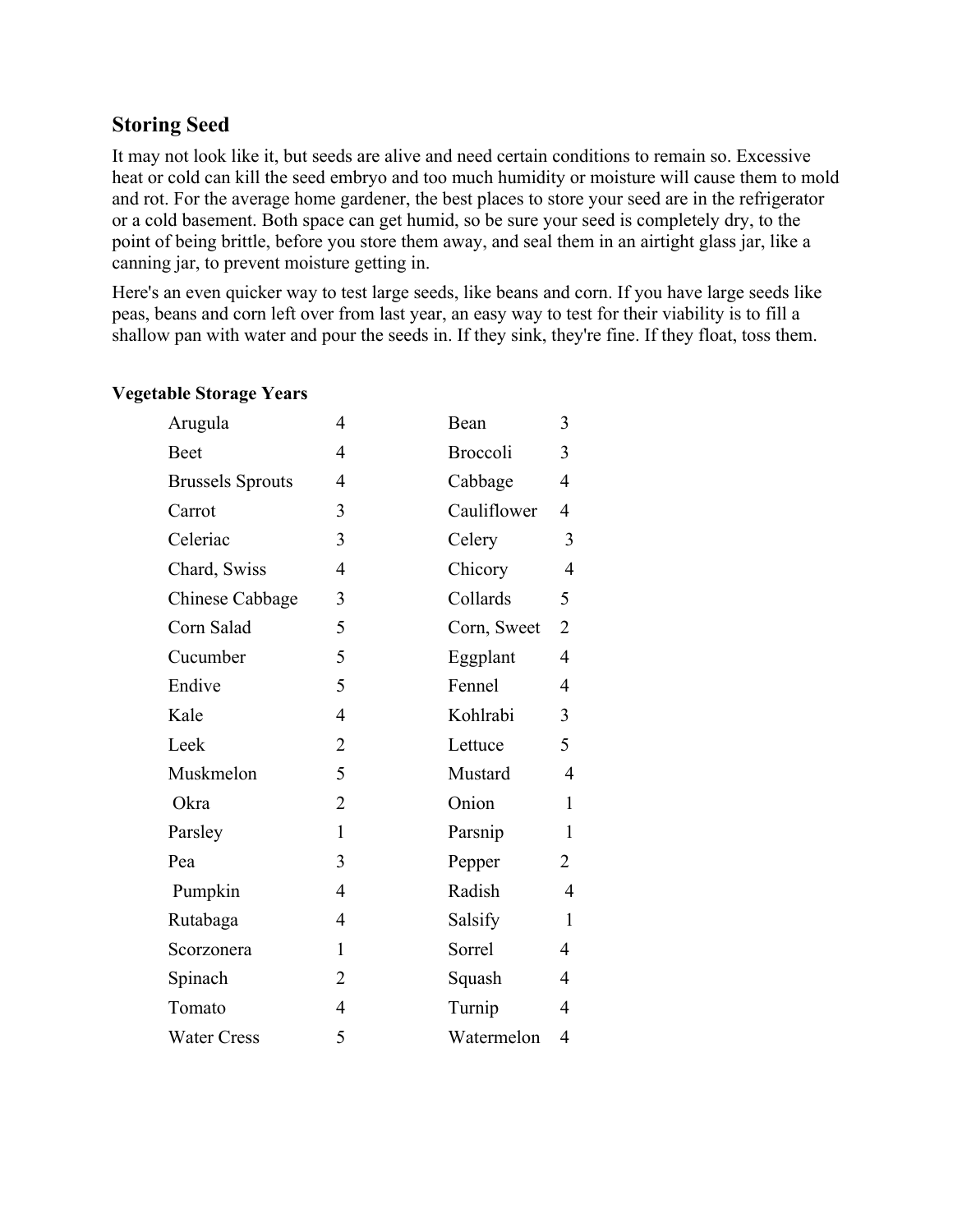## Storing Seed

It may not look like it, but seeds are alive and need certain conditions to remain so. Excessive heat or cold can kill the seed embryo and too much humidity or moisture will cause them to mold and rot. For the average home gardener, the best places to store your seed are in the refrigerator or a cold basement. Both space can get humid, so be sure your seed is completely dry, to the point of being brittle, before you store them away, and seal them in an airtight glass jar, like a canning jar, to prevent moisture getting in.

Here's an even quicker way to test large seeds, like beans and corn. If you have large seeds like peas, beans and corn left over from last year, an easy way to test for their viability is to fill a shallow pan with water and pour the seeds in. If they sink, they're fine. If they float, toss them.

**Vegetable Storage Years**

| | | | |
|---|---|---|---|
| Arugula | 4 | Bean | 3 |
| Beet | 4 | Broccoli | 3 |
| Brussels Sprouts | 4 | Cabbage | 4 |
| Carrot | 3 | Cauliflower | 4 |
| Celeriac | 3 | Celery | 3 |
| Chard, Swiss | 4 | Chicory | 4 |
| Chinese Cabbage | 3 | Collards | 5 |
| Corn Salad | 5 | Corn, Sweet | 2 |
| Cucumber | 5 | Eggplant | 4 |
| Endive | 5 | Fennel | 4 |
| Kale | 4 | Kohlrabi | 3 |
| Leek | 2 | Lettuce | 5 |
| Muskmelon | 5 | Mustard | 4 |
| Okra | 2 | Onion | 1 |
| Parsley | 1 | Parsnip | 1 |
| Pea | 3 | Pepper | 2 |
| Pumpkin | 4 | Radish | 4 |
| Rutabaga | 4 | Salsify | 1 |
| Scorzonera | 1 | Sorrel | 4 |
| Spinach | 2 | Squash | 4 |
| Tomato | 4 | Turnip | 4 |
| Water Cress | 5 | Watermelon | 4 |